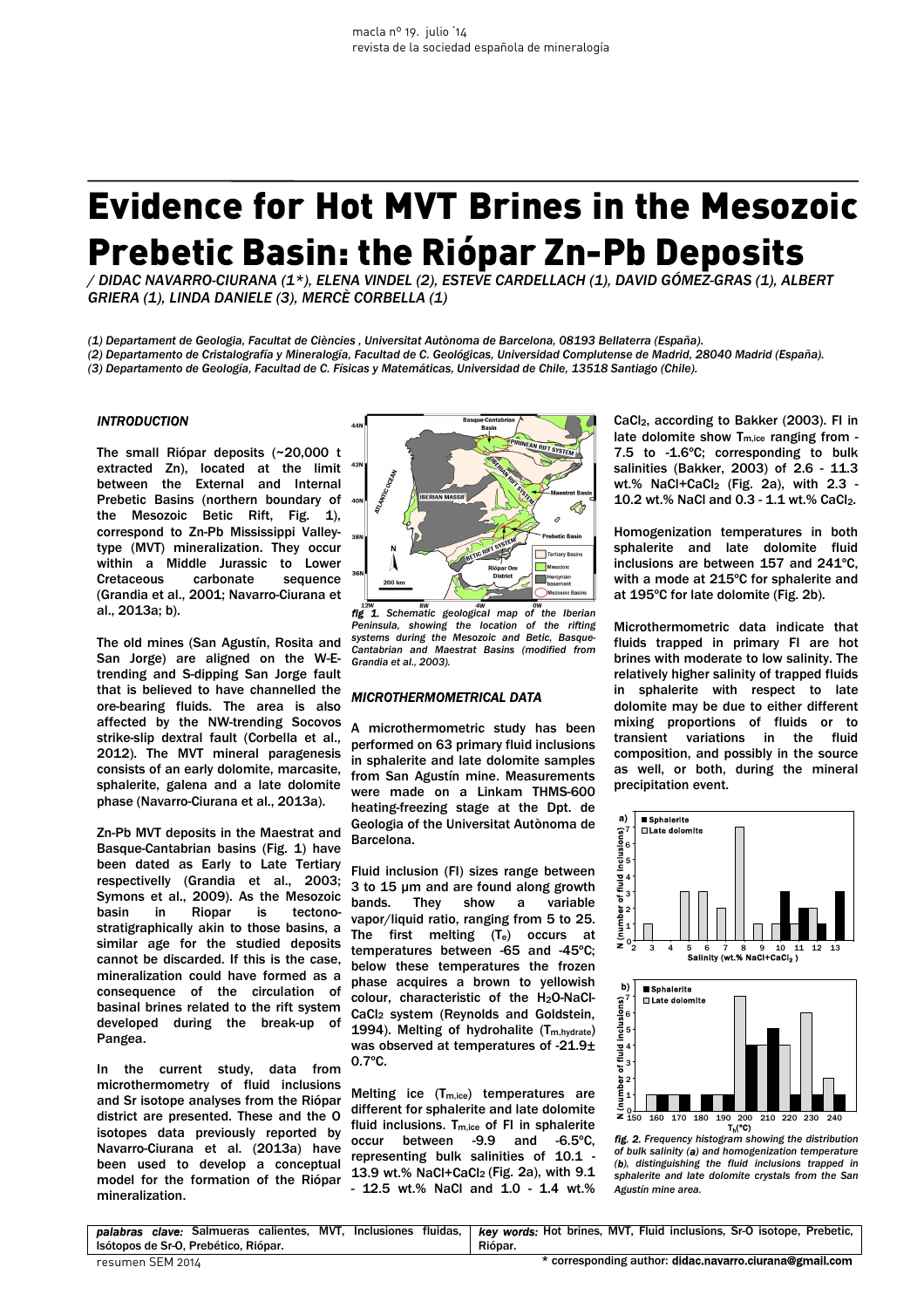# Evidence for Hot MVT Brines in the Mesozoic Prebetic Basin: the Riópar Zn-Pb Deposits

*/ DIDAC NAVARRO-CIURANA (1\*), ELENA VINDEL (2), ESTEVE CARDELLACH (1), DAVID GÓMEZ-GRAS (1), ALBERT GRIERA (1), LINDA DANIELE (3), MERCÈ CORBELLA (1)*

*(1) Departament de Geologia, Facultat de Ciències , Universitat Autònoma de Barcelona, 08193 Bellaterra (España).*
*(2) Departamento de Cristalografía y Mineralogía, Facultad de C. Geológicas, Universidad Complutense de Madrid, 28040 Madrid (España).*
*(3) Departamento de Geología, Facultad de C. Físicas y Matemáticas, Universidad de Chile, 13518 Santiago (Chile).*

### INTRODUCTION

The small Riópar deposits (~20,000 t extracted Zn), located at the limit between the External and Internal Prebetic Basins (northern boundary of the Mesozoic Betic Rift, Fig. 1), correspond to Zn-Pb Mississippi Valley-type (MVT) mineralization. They occur within a Middle Jurassic to Lower Cretaceous carbonate sequence (Grandia et al., 2001; Navarro-Ciurana et al., 2013a; b).

The old mines (San Agustín, Rosita and San Jorge) are aligned on the W-E-trending and S-dipping San Jorge fault that is believed to have channelled the ore-bearing fluids. The area is also affected by the NW-trending Socovos strike-slip dextral fault (Corbella et al., 2012). The MVT mineral paragenesis consists of an early dolomite, marcasite, sphalerite, galena and a late dolomite phase (Navarro-Ciurana et al., 2013a).

Zn-Pb MVT deposits in the Maestrat and Basque-Cantabrian basins (Fig. 1) have been dated as Early to Late Tertiary respectivelly (Grandia et al., 2003; Symons et al., 2009). As the Mesozoic basin in Riopar is tectono-stratigraphically akin to those basins, a similar age for the studied deposits cannot be discarded. If this is the case, mineralization could have formed as a consequence of the circulation of basinal brines related to the rift system developed during the break-up of Pangea.

In the current study, data from microthermometry of fluid inclusions and Sr isotope analyses from the Riópar district are presented. These and the O isotopes data previously reported by Navarro-Ciurana et al. (2013a) have been used to develop a conceptual model for the formation of the Riópar mineralization.

*fig 1. Schematic geological map of the Iberian Peninsula, showing the location of the rifting systems during the Mesozoic and Betic, Basque-Cantabrian and Maestrat Basins (modified from Grandia et al., 2003).*

### MICROTHERMOMETRICAL DATA

A microthermometric study has been performed on 63 primary fluid inclusions in sphalerite and late dolomite samples from San Agustín mine. Measurements were made on a Linkam THMS-600 heating-freezing stage at the Dpt. de Geologia of the Universitat Autònoma de Barcelona.

Fluid inclusion (FI) sizes range between 3 to 15 µm and are found along growth bands. They show a variable vapor/liquid ratio, ranging from 5 to 25. The first melting ($T_e$) occurs at temperatures between -65 and -45ºC; below these temperatures the frozen phase acquires a brown to yellowish colour, characteristic of the $H_2O$-NaCl-$CaCl_2$ system (Reynolds and Goldstein, 1994). Melting of hydrohalite ($T_{m,hydrate}$) was observed at temperatures of -21.9± 0.7ºC.

Melting ice ($T_{m,ice}$) temperatures are different for sphalerite and late dolomite fluid inclusions. $T_{m,ice}$ of FI in sphalerite occur between -9.9 and -6.5ºC, representing bulk salinities of 10.1 - 13.9 wt.% NaCl+$CaCl_2$ (Fig. 2a), with 9.1 - 12.5 wt.% NaCl and 1.0 - 1.4 wt.% $CaCl_2$, according to Bakker (2003). FI in late dolomite show $T_{m,ice}$ ranging from -7.5 to -1.6ºC; corresponding to bulk salinities (Bakker, 2003) of 2.6 - 11.3 wt.% NaCl+$CaCl_2$ (Fig. 2a), with 2.3 - 10.2 wt.% NaCl and 0.3 - 1.1 wt.% $CaCl_2$.

Homogenization temperatures in both sphalerite and late dolomite fluid inclusions are between 157 and 241ºC, with a mode at 215ºC for sphalerite and at 195ºC for late dolomite (Fig. 2b).

Microthermometric data indicate that fluids trapped in primary FI are hot brines with moderate to low salinity. The relatively higher salinity of trapped fluids in sphalerite with respect to late dolomite may be due to either different mixing proportions of fluids or to transient variations in the fluid composition, and possibly in the source as well, or both, during the mineral precipitation event.

*fig. 2. Frequency histogram showing the distribution of bulk salinity (a) and homogenization temperature (b), distinguishing the fluid inclusions trapped in sphalerite and late dolomite crystals from the San Agustín mine area.*

*palabras clave:* Salmueras calientes, MVT, Inclusiones fluidas, Isótopos de Sr-O, Prebético, Riópar.

*key words:* Hot brines, MVT, Fluid inclusions, Sr-O isotope, Prebetic, Riópar.

\* corresponding author: didac.navarro.ciurana@gmail.com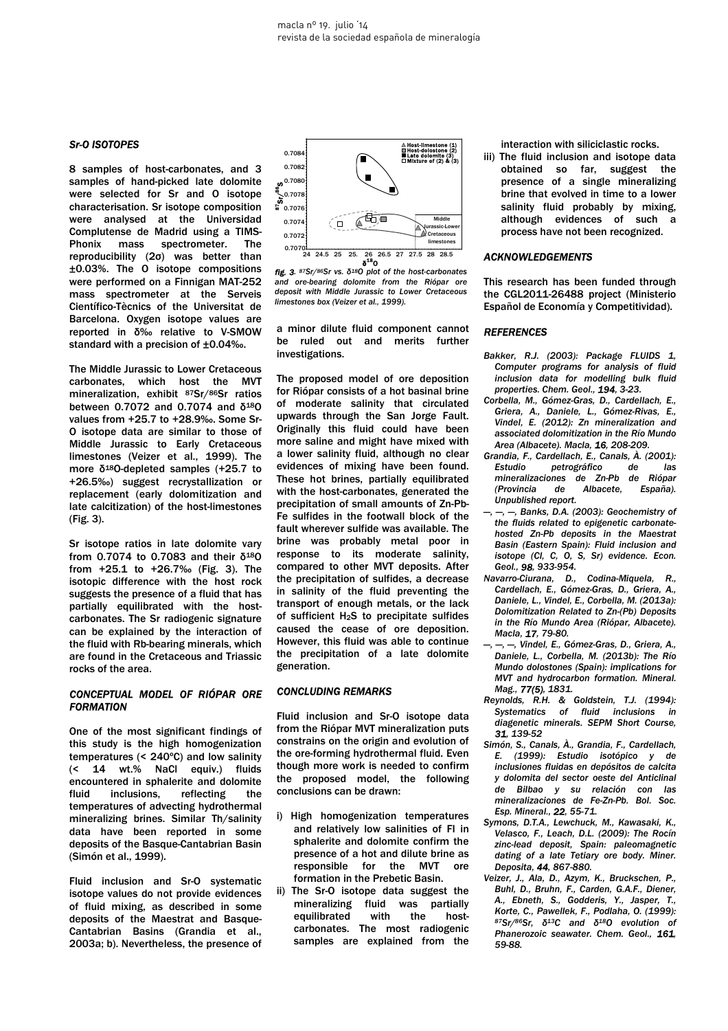### *Sr-O ISOTOPES*

8 samples of host-carbonates, and 3 samples of hand-picked late dolomite were selected for Sr and O isotope characterisation. Sr isotope composition were analysed at the Universidad Complutense de Madrid using a TIMS-Phonix mass spectrometer. The reproducibility (2σ) was better than ±0.03%. The O isotope compositions were performed on a Finnigan MAT-252 mass spectrometer at the Serveis Científico-Tècnics of the Universitat de Barcelona. Oxygen isotope values are reported in δ‰ relative to V-SMOW standard with a precision of ±0.04‰.

The Middle Jurassic to Lower Cretaceous carbonates, which host the MVT mineralization, exhibit $^{87}Sr/^{86}Sr$ ratios between 0.7072 and 0.7074 and $\delta^{18}O$ values from +25.7 to +28.9‰. Some Sr-O isotope data are similar to those of Middle Jurassic to Early Cretaceous limestones (Veizer et al., 1999). The more $\delta^{18}O$-depleted samples (+25.7 to +26.5‰) suggest recrystallization or replacement (early dolomitization and late calcitization) of the host-limestones (Fig. 3).

Sr isotope ratios in late dolomite vary from 0.7074 to 0.7083 and their $\delta^{18}O$ from +25.1 to +26.7‰ (Fig. 3). The isotopic difference with the host rock suggests the presence of a fluid that has partially equilibrated with the host-carbonates. The Sr radiogenic signature can be explained by the interaction of the fluid with Rb-bearing minerals, which are found in the Cretaceous and Triassic rocks of the area.

Host-limestone (1)
Host-dolostone (2)
Late dolomite (3)
Mixture of (2) & (3)
0.7084
0.7082
0.7080
0.7078
0.7076
0.7074
0.7072
0.7070
$^{87}Sr/^{86}Sr$
24 24.5 25 25. 26 26.5 27 27.5 28 28.5
$\delta^{18}O$
Middle Jurassic-Lower Cretaceous limestones

*fig. 3. $^{87}Sr/^{86}Sr$ vs. $\delta^{18}O$ plot of the host-carbonates and ore-bearing dolomite from the Riópar ore deposit with Middle Jurassic to Lower Cretaceous limestones box (Veizer et al., 1999).*

### *CONCEPTUAL MODEL OF RIÓPAR ORE FORMATION*

One of the most significant findings of this study is the high homogenization temperatures (< 240ºC) and low salinity (< 14 wt.% NaCl equiv.) fluids encountered in sphalerite and dolomite fluid inclusions, reflecting the temperatures of advecting hydrothermal mineralizing brines. Similar Th/salinity data have been reported in some deposits of the Basque-Cantabrian Basin (Simón et al., 1999).

Fluid inclusion and Sr-O systematic isotope values do not provide evidences of fluid mixing, as described in some deposits of the Maestrat and Basque-Cantabrian Basins (Grandia et al., 2003a; b). Nevertheless, the presence of a minor dilute fluid component cannot be ruled out and merits further investigations.

The proposed model of ore deposition for Riópar consists of a hot basinal brine of moderate salinity that circulated upwards through the San Jorge Fault. Originally this fluid could have been more saline and might have mixed with a lower salinity fluid, although no clear evidences of mixing have been found. These hot brines, partially equilibrated with the host-carbonates, generated the precipitation of small amounts of Zn-Pb-Fe sulfides in the footwall block of the fault wherever sulfide was available. The brine was probably metal poor in response to its moderate salinity, compared to other MVT deposits. After the precipitation of sulfides, a decrease in salinity of the fluid preventing the transport of enough metals, or the lack of sufficient $H_2S$ to precipitate sulfides caused the cease of ore deposition. However, this fluid was able to continue the precipitation of a late dolomite generation.

### *CONCLUDING REMARKS*

Fluid inclusion and Sr-O isotope data from the Riópar MVT mineralization puts constrains on the origin and evolution of the ore-forming hydrothermal fluid. Even though more work is needed to confirm the proposed model, the following conclusions can be drawn:

i) High homogenization temperatures and relatively low salinities of FI in sphalerite and dolomite confirm the presence of a hot and dilute brine as responsible for the MVT ore formation in the Prebetic Basin.
ii) The Sr-O isotope data suggest the mineralizing fluid was partially equilibrated with the host-carbonates. The most radiogenic samples are explained from the interaction with siliciclastic rocks.
iii) The fluid inclusion and isotope data obtained so far, suggest the presence of a single mineralizing brine that evolved in time to a lower salinity fluid probably by mixing, although evidences of such a process have not been recognized.

### *ACKNOWLEDGEMENTS*

This research has been funded through the CGL2011-26488 project (Ministerio Español de Economía y Competitividad).

### *REFERENCES*

*Bakker, R.J. (2003): Package FLUIDS 1, Computer programs for analysis of fluid inclusion data for modelling bulk fluid properties. Chem. Geol., **194**, 3-23.*

*Corbella, M., Gómez-Gras, D., Cardellach, E., Griera, A., Daniele, L., Gómez-Rivas, E., Vindel, E. (2012): Zn mineralization and associated dolomitization in the Río Mundo Area (Albacete). Macla, **16**, 208-209.*

*Grandia, F., Cardellach, E., Canals, À. (2001): Estudio petrográfico de las mineralizaciones de Zn-Pb de Riópar (Provincia de Albacete, España). Unpublished report.*

*—, —, —, Banks, D.A. (2003): Geochemistry of the fluids related to epigenetic carbonate-hosted Zn-Pb deposits in the Maestrat Basin (Eastern Spain): Fluid inclusion and isotope (Cl, C, O, S, Sr) evidence. Econ. Geol., **98**, 933-954.*

*Navarro-Ciurana, D., Codina-Miquela, R., Cardellach, E., Gómez-Gras, D., Griera, A., Daniele, L., Vindel, E., Corbella, M. (2013a): Dolomitization Related to Zn-(Pb) Deposits in the Río Mundo Area (Riópar, Albacete). Macla, **17**, 79-80.*

*—, —, —, Vindel, E., Gómez-Gras, D., Griera, A., Daniele, L., Corbella, M. (2013b): The Río Mundo dolostones (Spain): implications for MVT and hydrocarbon formation. Mineral. Mag., **77(5)**, 1831.*

*Reynolds, R.H. & Goldstein, T.J. (1994): Systematics of fluid inclusions in diagenetic minerals. SEPM Short Course, **31**, 139-52*

*Simón, S., Canals, À., Grandia, F., Cardellach, E. (1999): Estudio isotópico y de inclusiones fluidas en depósitos de calcita y dolomita del sector oeste del Anticlinal de Bilbao y su relación con las mineralizaciones de Fe-Zn-Pb. Bol. Soc. Esp. Mineral., **22**, 55-71.*

*Symons, D.T.A., Lewchuck, M., Kawasaki, K., Velasco, F., Leach, D.L. (2009): The Rocín zinc-lead deposit, Spain: paleomagnetic dating of a late Tetiary ore body. Miner. Deposita, **44**, 867-880.*

*Veizer, J., Ala, D., Azym, K., Bruckschen, P., Buhl, D., Bruhn, F., Carden, G.A.F., Diener, A., Ebneth, S., Godderis, Y., Jasper, T., Korte, C., Pawellek, F., Podlaha, O. (1999): $^{87}Sr/^{86}Sr$, $\delta^{13}C$ and $\delta^{18}O$ evolution of Phanerozoic seawater. Chem. Geol., **161**, 59-88.*